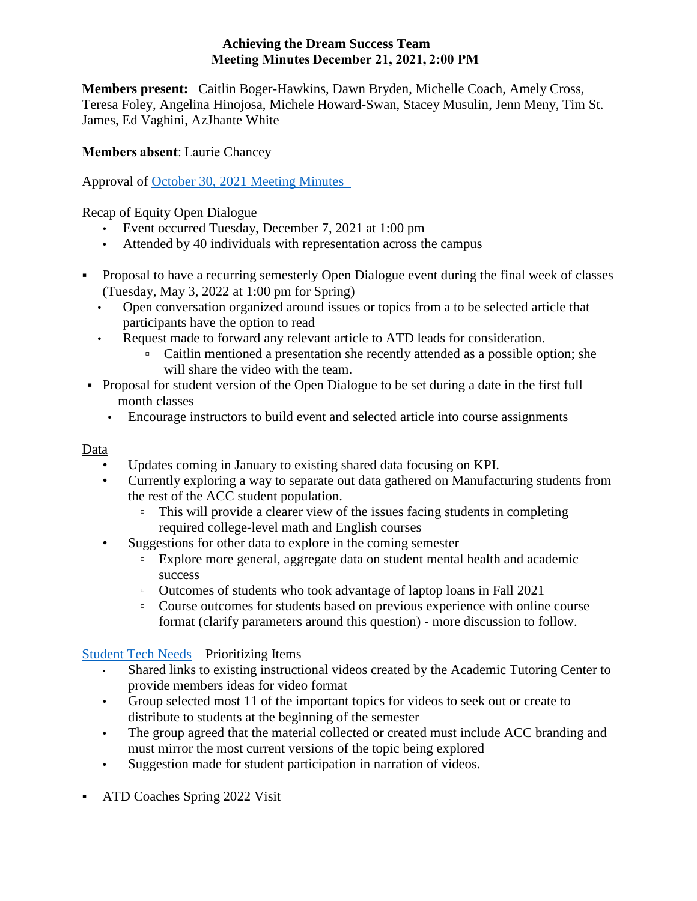**Achieving the Dream Success Team**
**Meeting Minutes December 21, 2021, 2:00 PM**

**Members present:** Caitlin Boger-Hawkins, Dawn Bryden, Michelle Coach, Amely Cross, Teresa Foley, Angelina Hinojosa, Michele Howard-Swan, Stacey Musulin, Jenn Meny, Tim St. James, Ed Vaghini, AzJhante White

**Members absent**: Laurie Chancey

Approval of [October 30, 2021 Meeting Minutes]()

Recap of Equity Open Dialogue

- Event occurred Tuesday, December 7, 2021 at 1:00 pm
- Attended by 40 individuals with representation across the campus

- Proposal to have a recurring semesterly Open Dialogue event during the final week of classes (Tuesday, May 3, 2022 at 1:00 pm for Spring)
  - Open conversation organized around issues or topics from a to be selected article that participants have the option to read
  - Request made to forward any relevant article to ATD leads for consideration.
    - Caitlin mentioned a presentation she recently attended as a possible option; she will share the video with the team.
- Proposal for student version of the Open Dialogue to be set during a date in the first full month classes
  - Encourage instructors to build event and selected article into course assignments

Data

- Updates coming in January to existing shared data focusing on KPI.
- Currently exploring a way to separate out data gathered on Manufacturing students from the rest of the ACC student population.
  - This will provide a clearer view of the issues facing students in completing required college-level math and English courses
- Suggestions for other data to explore in the coming semester
  - Explore more general, aggregate data on student mental health and academic success
  - Outcomes of students who took advantage of laptop loans in Fall 2021
  - Course outcomes for students based on previous experience with online course format (clarify parameters around this question) - more discussion to follow.

[Student Tech Needs]()—Prioritizing Items

- Shared links to existing instructional videos created by the Academic Tutoring Center to provide members ideas for video format
- Group selected most 11 of the important topics for videos to seek out or create to distribute to students at the beginning of the semester
- The group agreed that the material collected or created must include ACC branding and must mirror the most current versions of the topic being explored
- Suggestion made for student participation in narration of videos.

- ATD Coaches Spring 2022 Visit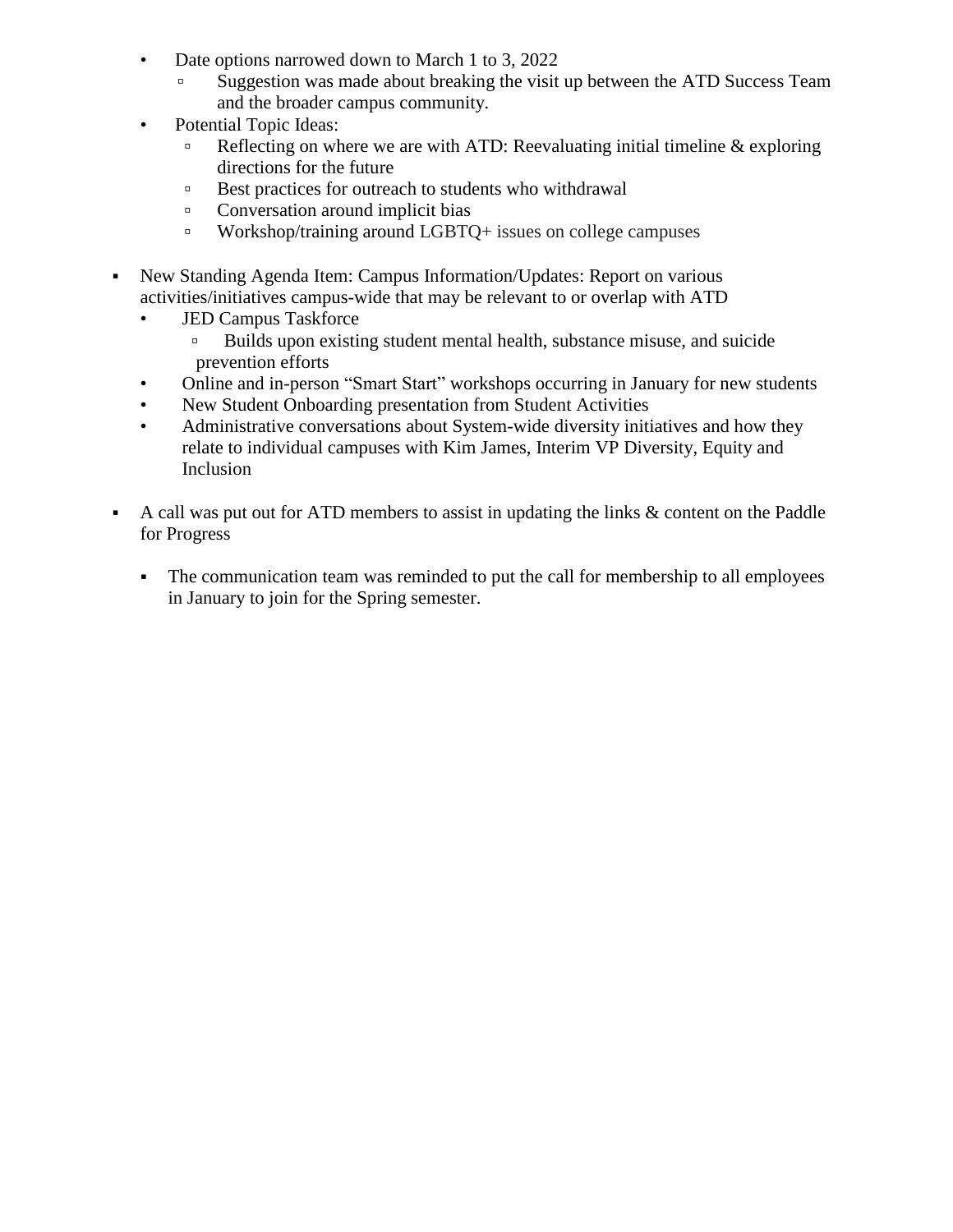- Date options narrowed down to March 1 to 3, 2022
  - Suggestion was made about breaking the visit up between the ATD Success Team and the broader campus community.
- Potential Topic Ideas:
  - Reflecting on where we are with ATD: Reevaluating initial timeline & exploring directions for the future
  - Best practices for outreach to students who withdrawal
  - Conversation around implicit bias
  - Workshop/training around LGBTQ+ issues on college campuses

- New Standing Agenda Item: Campus Information/Updates: Report on various activities/initiatives campus-wide that may be relevant to or overlap with ATD
  - JED Campus Taskforce
    - Builds upon existing student mental health, substance misuse, and suicide prevention efforts
  - Online and in-person "Smart Start" workshops occurring in January for new students
  - New Student Onboarding presentation from Student Activities
  - Administrative conversations about System-wide diversity initiatives and how they relate to individual campuses with Kim James, Interim VP Diversity, Equity and Inclusion

- A call was put out for ATD members to assist in updating the links & content on the Paddle for Progress

  - The communication team was reminded to put the call for membership to all employees in January to join for the Spring semester.